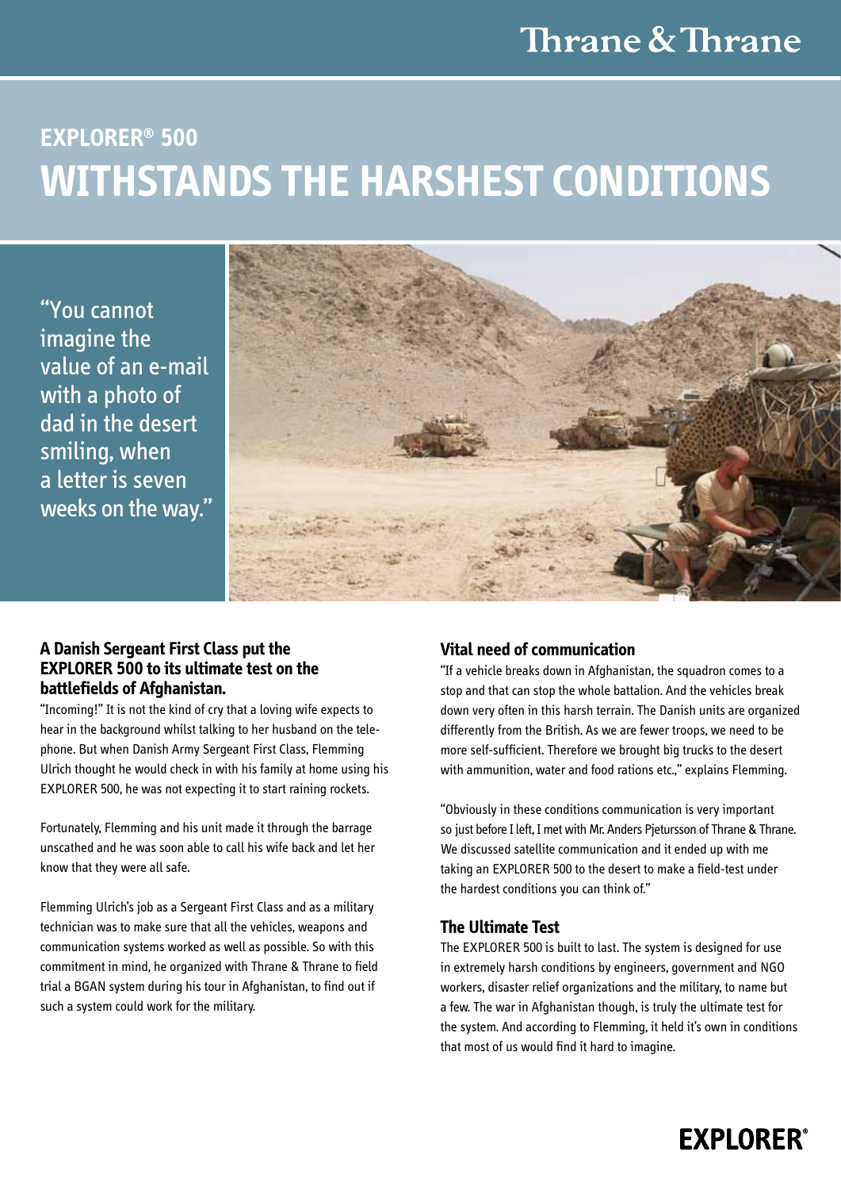Thrane & Thrane

# EXPLORER® 500
# WITHSTANDS THE HARSHEST CONDITIONS

"You cannot imagine the value of an e-mail with a photo of dad in the desert smiling, when a letter is seven weeks on the way."

**A Danish Sergeant First Class put the EXPLORER 500 to its ultimate test on the battlefields of Afghanistan.**

"Incoming!" It is not the kind of cry that a loving wife expects to hear in the background whilst talking to her husband on the telephone. But when Danish Army Sergeant First Class, Flemming Ulrich thought he would check in with his family at home using his EXPLORER 500, he was not expecting it to start raining rockets.

Fortunately, Flemming and his unit made it through the barrage unscathed and he was soon able to call his wife back and let her know that they were all safe.

Flemming Ulrich's job as a Sergeant First Class and as a military technician was to make sure that all the vehicles, weapons and communication systems worked as well as possible. So with this commitment in mind, he organized with Thrane & Thrane to field trial a BGAN system during his tour in Afghanistan, to find out if such a system could work for the military.

### Vital need of communication

"If a vehicle breaks down in Afghanistan, the squadron comes to a stop and that can stop the whole battalion. And the vehicles break down very often in this harsh terrain. The Danish units are organized differently from the British. As we are fewer troops, we need to be more self-sufficient. Therefore we brought big trucks to the desert with ammunition, water and food rations etc.," explains Flemming.

"Obviously in these conditions communication is very important so just before I left, I met with Mr. Anders Pjetursson of Thrane & Thrane. We discussed satellite communication and it ended up with me taking an EXPLORER 500 to the desert to make a field-test under the hardest conditions you can think of."

### The Ultimate Test

The EXPLORER 500 is built to last. The system is designed for use in extremely harsh conditions by engineers, government and NGO workers, disaster relief organizations and the military, to name but a few. The war in Afghanistan though, is truly the ultimate test for the system. And according to Flemming, it held it's own in conditions that most of us would find it hard to imagine.

EXPLORER®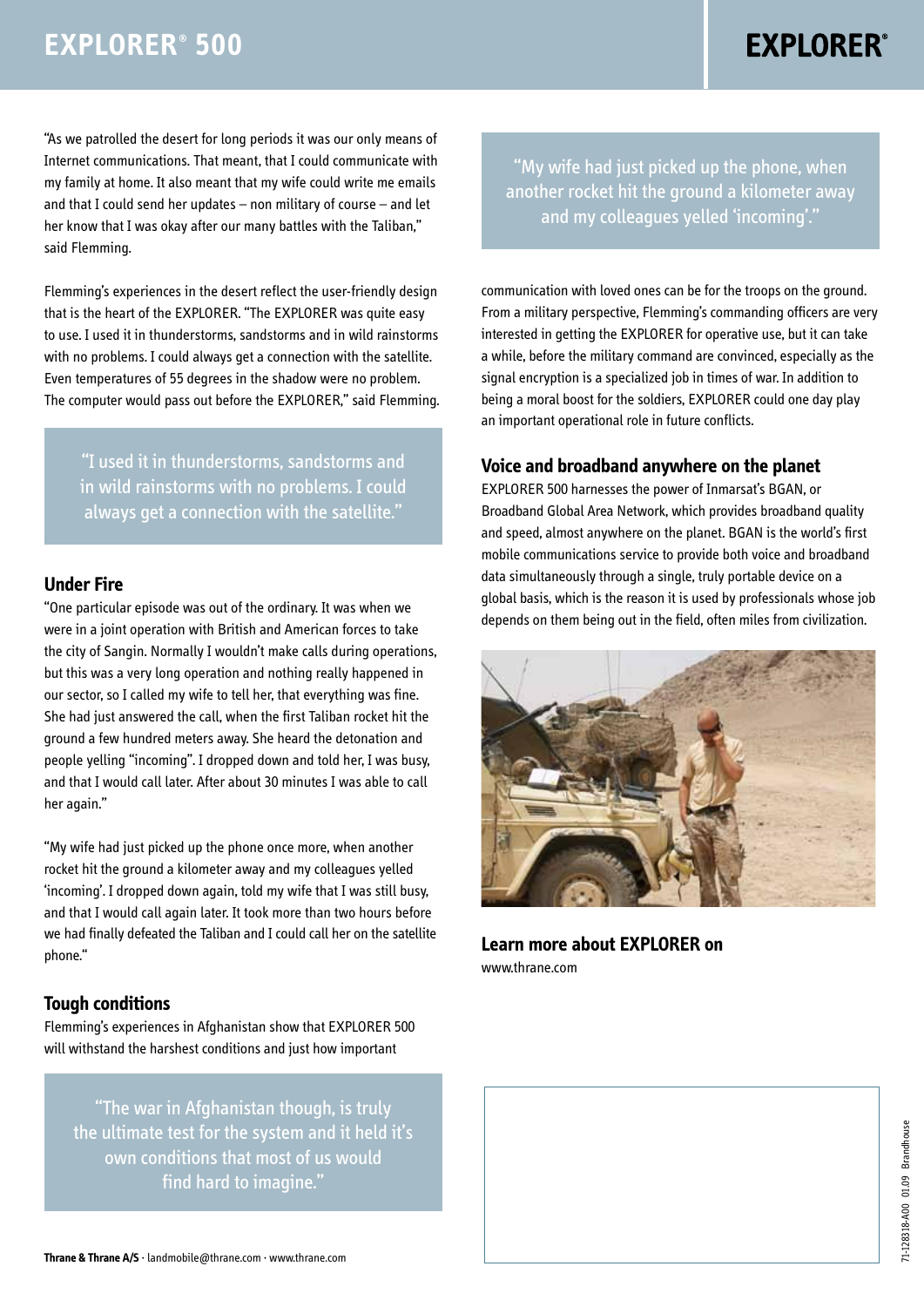"As we patrolled the desert for long periods it was our only means of Internet communications. That meant, that I could communicate with my family at home. It also meant that my wife could write me emails and that I could send her updates – non military of course – and let her know that I was okay after our many battles with the Taliban," said Flemming.

Flemming's experiences in the desert reflect the user-friendly design that is the heart of the EXPLORER. "The EXPLORER was quite easy to use. I used it in thunderstorms, sandstorms and in wild rainstorms with no problems. I could always get a connection with the satellite. Even temperatures of 55 degrees in the shadow were no problem. The computer would pass out before the EXPLORER," said Flemming.

> "I used it in thunderstorms, sandstorms and in wild rainstorms with no problems. I could always get a connection with the satellite."

## Under Fire

"One particular episode was out of the ordinary. It was when we were in a joint operation with British and American forces to take the city of Sangin. Normally I wouldn't make calls during operations, but this was a very long operation and nothing really happened in our sector, so I called my wife to tell her, that everything was fine. She had just answered the call, when the first Taliban rocket hit the ground a few hundred meters away. She heard the detonation and people yelling "incoming". I dropped down and told her, I was busy, and that I would call later. After about 30 minutes I was able to call her again."

"My wife had just picked up the phone once more, when another rocket hit the ground a kilometer away and my colleagues yelled 'incoming'. I dropped down again, told my wife that I was still busy, and that I would call again later. It took more than two hours before we had finally defeated the Taliban and I could call her on the satellite phone."

## Tough conditions

Flemming's experiences in Afghanistan show that EXPLORER 500 will withstand the harshest conditions and just how important communication with loved ones can be for the troops on the ground. From a military perspective, Flemming's commanding officers are very interested in getting the EXPLORER for operative use, but it can take a while, before the military command are convinced, especially as the signal encryption is a specialized job in times of war. In addition to being a moral boost for the soldiers, EXPLORER could one day play an important operational role in future conflicts.

> "The war in Afghanistan though, is truly the ultimate test for the system and it held it's own conditions that most of us would find hard to imagine."

> "My wife had just picked up the phone, when another rocket hit the ground a kilometer away and my colleagues yelled 'incoming'."

## Voice and broadband anywhere on the planet

EXPLORER 500 harnesses the power of Inmarsat's BGAN, or Broadband Global Area Network, which provides broadband quality and speed, almost anywhere on the planet. BGAN is the world's first mobile communications service to provide both voice and broadband data simultaneously through a single, truly portable device on a global basis, which is the reason it is used by professionals whose job depends on them being out in the field, often miles from civilization.

## Learn more about EXPLORER on

www.thrane.com

**Thrane & Thrane A/S** · landmobile@thrane.com · www.thrane.com

71-128318-A00 01.09 Brandhouse